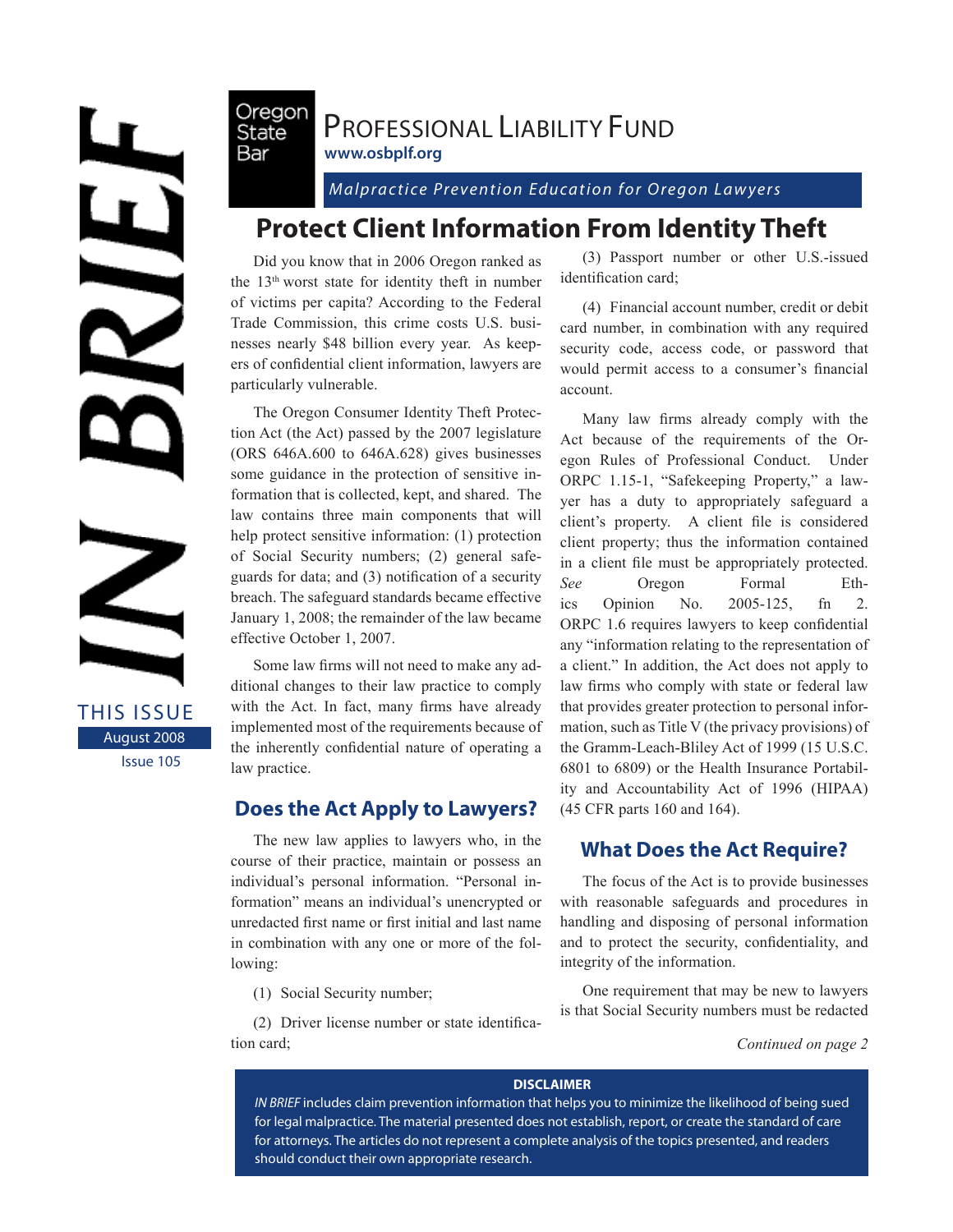# IN BRIEF

Oregon State Bar

PROFESSIONAL LIABILITY FUND

www.osbplf.org

*Malpractice Prevention Education for Oregon Lawyers*

THIS ISSUE

August 2008

Issue 105

## Protect Client Information From Identity Theft

Did you know that in 2006 Oregon ranked as the 13th worst state for identity theft in number of victims per capita? According to the Federal Trade Commission, this crime costs U.S. businesses nearly $48 billion every year. As keepers of confidential client information, lawyers are particularly vulnerable.

The Oregon Consumer Identity Theft Protection Act (the Act) passed by the 2007 legislature (ORS 646A.600 to 646A.628) gives businesses some guidance in the protection of sensitive information that is collected, kept, and shared. The law contains three main components that will help protect sensitive information: (1) protection of Social Security numbers; (2) general safeguards for data; and (3) notification of a security breach. The safeguard standards became effective January 1, 2008; the remainder of the law became effective October 1, 2007.

Some law firms will not need to make any additional changes to their law practice to comply with the Act. In fact, many firms have already implemented most of the requirements because of the inherently confidential nature of operating a law practice.

### Does the Act Apply to Lawyers?

The new law applies to lawyers who, in the course of their practice, maintain or possess an individual's personal information. "Personal information" means an individual's unencrypted or unredacted first name or first initial and last name in combination with any one or more of the following:

(1) Social Security number;

(2) Driver license number or state identification card;

(3) Passport number or other U.S.-issued identification card;

(4) Financial account number, credit or debit card number, in combination with any required security code, access code, or password that would permit access to a consumer's financial account.

Many law firms already comply with the Act because of the requirements of the Oregon Rules of Professional Conduct. Under ORPC 1.15-1, "Safekeeping Property," a lawyer has a duty to appropriately safeguard a client's property. A client file is considered client property; thus the information contained in a client file must be appropriately protected. *See* Oregon Formal Ethics Opinion No. 2005-125, fn 2. ORPC 1.6 requires lawyers to keep confidential any "information relating to the representation of a client." In addition, the Act does not apply to law firms who comply with state or federal law that provides greater protection to personal information, such as Title V (the privacy provisions) of the Gramm-Leach-Bliley Act of 1999 (15 U.S.C. 6801 to 6809) or the Health Insurance Portability and Accountability Act of 1996 (HIPAA) (45 CFR parts 160 and 164).

### What Does the Act Require?

The focus of the Act is to provide businesses with reasonable safeguards and procedures in handling and disposing of personal information and to protect the security, confidentiality, and integrity of the information.

One requirement that may be new to lawyers is that Social Security numbers must be redacted

*Continued on page 2*

**DISCLAIMER**

*IN BRIEF* includes claim prevention information that helps you to minimize the likelihood of being sued for legal malpractice. The material presented does not establish, report, or create the standard of care for attorneys. The articles do not represent a complete analysis of the topics presented, and readers should conduct their own appropriate research.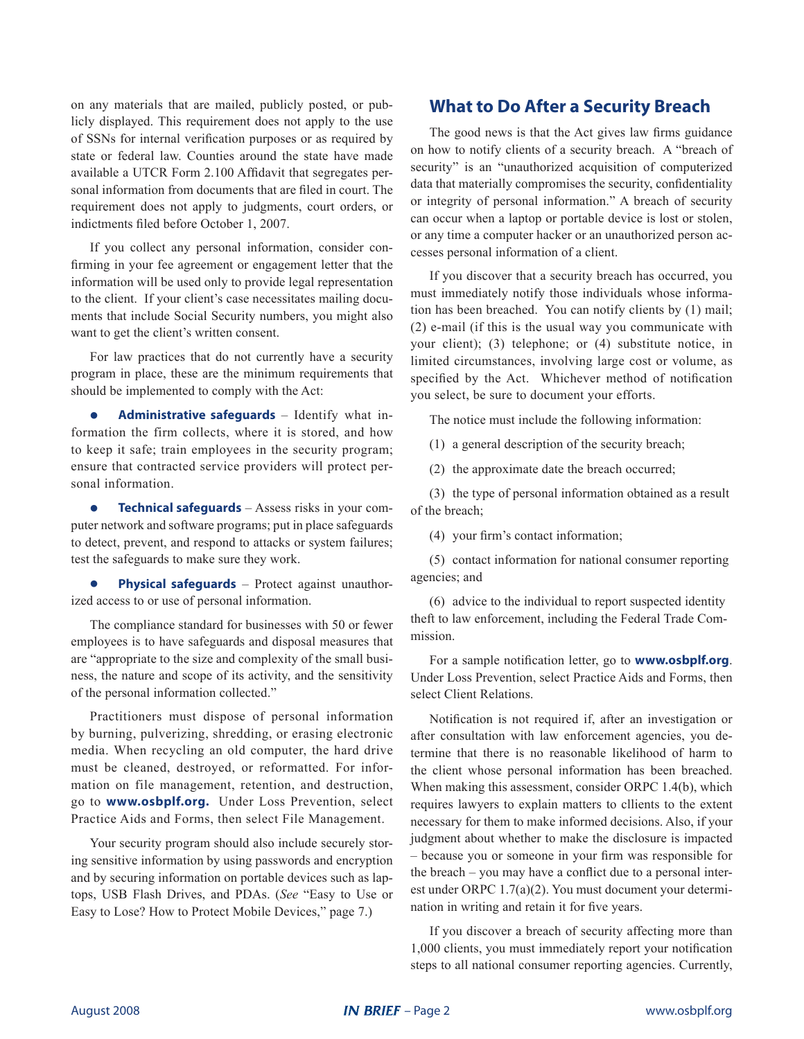on any materials that are mailed, publicly posted, or publicly displayed. This requirement does not apply to the use of SSNs for internal verification purposes or as required by state or federal law. Counties around the state have made available a UTCR Form 2.100 Affidavit that segregates personal information from documents that are filed in court. The requirement does not apply to judgments, court orders, or indictments filed before October 1, 2007.

If you collect any personal information, consider confirming in your fee agreement or engagement letter that the information will be used only to provide legal representation to the client. If your client's case necessitates mailing documents that include Social Security numbers, you might also want to get the client's written consent.

For law practices that do not currently have a security program in place, these are the minimum requirements that should be implemented to comply with the Act:

- **Administrative safeguards** – Identify what information the firm collects, where it is stored, and how to keep it safe; train employees in the security program; ensure that contracted service providers will protect personal information.
- **Technical safeguards** – Assess risks in your computer network and software programs; put in place safeguards to detect, prevent, and respond to attacks or system failures; test the safeguards to make sure they work.
- **Physical safeguards** – Protect against unauthorized access to or use of personal information.

The compliance standard for businesses with 50 or fewer employees is to have safeguards and disposal measures that are "appropriate to the size and complexity of the small business, the nature and scope of its activity, and the sensitivity of the personal information collected."

Practitioners must dispose of personal information by burning, pulverizing, shredding, or erasing electronic media. When recycling an old computer, the hard drive must be cleaned, destroyed, or reformatted. For information on file management, retention, and destruction, go to **www.osbplf.org.** Under Loss Prevention, select Practice Aids and Forms, then select File Management.

Your security program should also include securely storing sensitive information by using passwords and encryption and by securing information on portable devices such as laptops, USB Flash Drives, and PDAs. (*See* "Easy to Use or Easy to Lose? How to Protect Mobile Devices," page 7.)

## What to Do After a Security Breach

The good news is that the Act gives law firms guidance on how to notify clients of a security breach. A "breach of security" is an "unauthorized acquisition of computerized data that materially compromises the security, confidentiality or integrity of personal information." A breach of security can occur when a laptop or portable device is lost or stolen, or any time a computer hacker or an unauthorized person accesses personal information of a client.

If you discover that a security breach has occurred, you must immediately notify those individuals whose information has been breached. You can notify clients by (1) mail; (2) e-mail (if this is the usual way you communicate with your client); (3) telephone; or (4) substitute notice, in limited circumstances, involving large cost or volume, as specified by the Act. Whichever method of notification you select, be sure to document your efforts.

The notice must include the following information:

(1) a general description of the security breach;

(2) the approximate date the breach occurred;

(3) the type of personal information obtained as a result of the breach;

(4) your firm's contact information;

(5) contact information for national consumer reporting agencies; and

(6) advice to the individual to report suspected identity theft to law enforcement, including the Federal Trade Commission.

For a sample notification letter, go to **www.osbplf.org**. Under Loss Prevention, select Practice Aids and Forms, then select Client Relations.

Notification is not required if, after an investigation or after consultation with law enforcement agencies, you determine that there is no reasonable likelihood of harm to the client whose personal information has been breached. When making this assessment, consider ORPC 1.4(b), which requires lawyers to explain matters to cllients to the extent necessary for them to make informed decisions. Also, if your judgment about whether to make the disclosure is impacted – because you or someone in your firm was responsible for the breach – you may have a conflict due to a personal interest under ORPC 1.7(a)(2). You must document your determination in writing and retain it for five years.

If you discover a breach of security affecting more than 1,000 clients, you must immediately report your notification steps to all national consumer reporting agencies. Currently,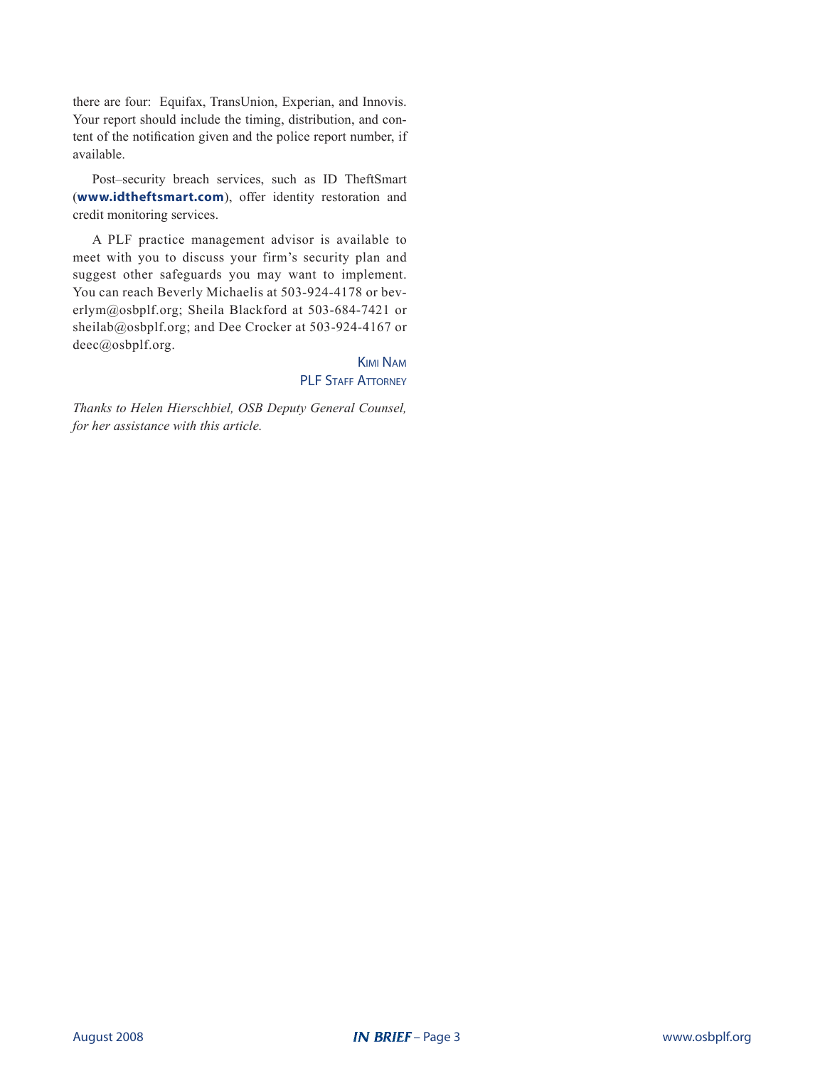there are four: Equifax, TransUnion, Experian, and Innovis. Your report should include the timing, distribution, and content of the notification given and the police report number, if available.

Post–security breach services, such as ID TheftSmart (**www.idtheftsmart.com**), offer identity restoration and credit monitoring services.

A PLF practice management advisor is available to meet with you to discuss your firm's security plan and suggest other safeguards you may want to implement. You can reach Beverly Michaelis at 503-924-4178 or beverlym@osbplf.org; Sheila Blackford at 503-684-7421 or sheilab@osbplf.org; and Dee Crocker at 503-924-4167 or deec@osbplf.org.

Kimi Nam
PLF Staff Attorney

*Thanks to Helen Hierschbiel, OSB Deputy General Counsel, for her assistance with this article.*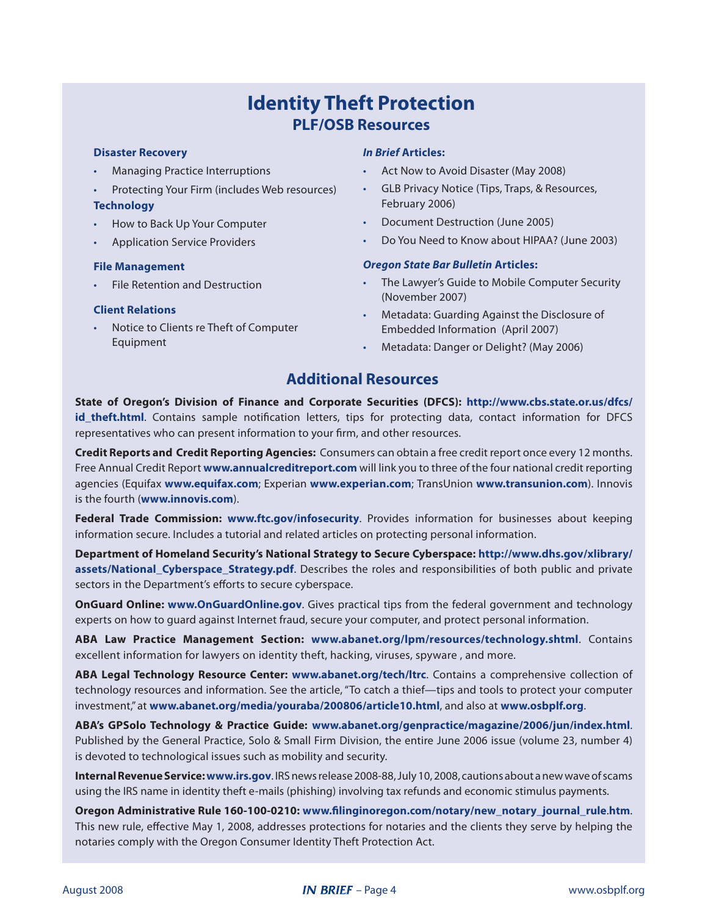# Identity Theft Protection

## PLF/OSB Resources

**Disaster Recovery**

- Managing Practice Interruptions
- Protecting Your Firm (includes Web resources)

**Technology**

- How to Back Up Your Computer
- Application Service Providers

**File Management**

- File Retention and Destruction

**Client Relations**

- Notice to Clients re Theft of Computer Equipment

***In Brief* Articles:**

- Act Now to Avoid Disaster (May 2008)
- GLB Privacy Notice (Tips, Traps, & Resources, February 2006)
- Document Destruction (June 2005)
- Do You Need to Know about HIPAA? (June 2003)

***Oregon State Bar Bulletin* Articles:**

- The Lawyer's Guide to Mobile Computer Security (November 2007)
- Metadata: Guarding Against the Disclosure of Embedded Information (April 2007)
- Metadata: Danger or Delight? (May 2006)

## Additional Resources

**State of Oregon's Division of Finance and Corporate Securities (DFCS): http://www.cbs.state.or.us/dfcs/id_theft.html**. Contains sample notification letters, tips for protecting data, contact information for DFCS representatives who can present information to your firm, and other resources.

**Credit Reports and Credit Reporting Agencies:** Consumers can obtain a free credit report once every 12 months. Free Annual Credit Report **www.annualcreditreport.com** will link you to three of the four national credit reporting agencies (Equifax **www.equifax.com**; Experian **www.experian.com**; TransUnion **www.transunion.com**). Innovis is the fourth (**www.innovis.com**).

**Federal Trade Commission: www.ftc.gov/infosecurity**. Provides information for businesses about keeping information secure. Includes a tutorial and related articles on protecting personal information.

**Department of Homeland Security's National Strategy to Secure Cyberspace: http://www.dhs.gov/xlibrary/assets/National_Cyberspace_Strategy.pdf**. Describes the roles and responsibilities of both public and private sectors in the Department's efforts to secure cyberspace.

**OnGuard Online: www.OnGuardOnline.gov**. Gives practical tips from the federal government and technology experts on how to guard against Internet fraud, secure your computer, and protect personal information.

**ABA Law Practice Management Section: www.abanet.org/lpm/resources/technology.shtml**. Contains excellent information for lawyers on identity theft, hacking, viruses, spyware , and more.

**ABA Legal Technology Resource Center: www.abanet.org/tech/ltrc**. Contains a comprehensive collection of technology resources and information. See the article, "To catch a thief—tips and tools to protect your computer investment," at **www.abanet.org/media/youraba/200806/article10.html**, and also at **www.osbplf.org**.

**ABA's GPSolo Technology & Practice Guide: www.abanet.org/genpractice/magazine/2006/jun/index.html**. Published by the General Practice, Solo & Small Firm Division, the entire June 2006 issue (volume 23, number 4) is devoted to technological issues such as mobility and security.

**Internal Revenue Service: www.irs.gov**. IRS news release 2008-88, July 10, 2008, cautions about a new wave of scams using the IRS name in identity theft e-mails (phishing) involving tax refunds and economic stimulus payments.

**Oregon Administrative Rule 160-100-0210: www.filinginoregon.com/notary/new_notary_journal_rule.htm**. This new rule, effective May 1, 2008, addresses protections for notaries and the clients they serve by helping the notaries comply with the Oregon Consumer Identity Theft Protection Act.